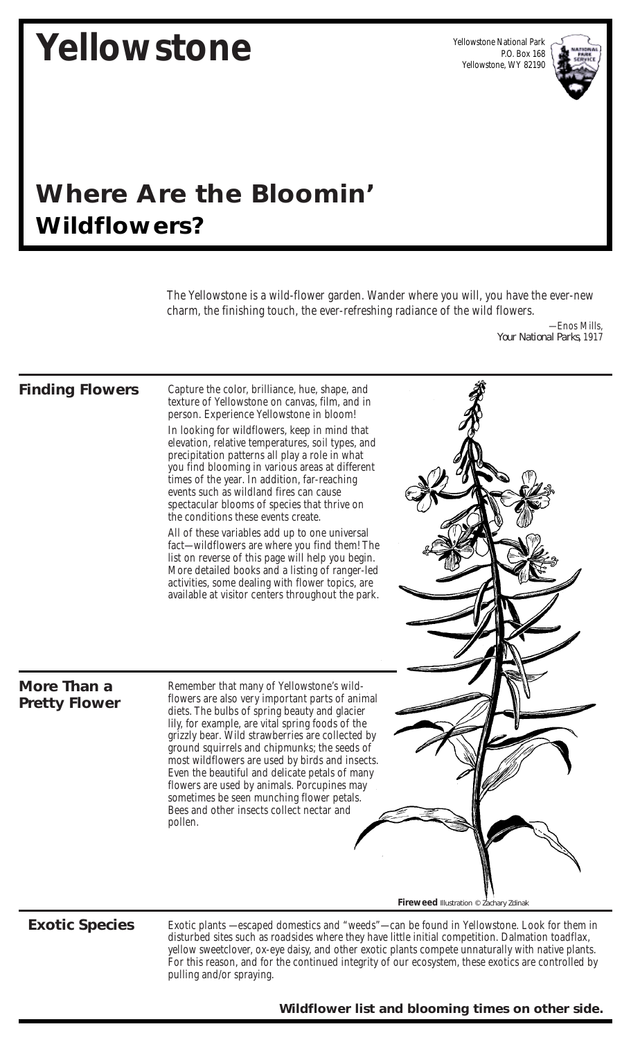# Yellowstone

Yellowstone National Park
P.O. Box 168
Yellowstone, WY 82190

## Where Are the Bloomin' Wildflowers?

*The Yellowstone is a wild-flower garden. Wander where you will, you have the ever-new charm, the finishing touch, the ever-refreshing radiance of the wild flowers.*

—Enos Mills, *Your National Parks*, 1917

### Finding Flowers

Capture the color, brilliance, hue, shape, and texture of Yellowstone on canvas, film, and in person. Experience Yellowstone in bloom!

In looking for wildflowers, keep in mind that elevation, relative temperatures, soil types, and precipitation patterns all play a role in what you find blooming in various areas at different times of the year. In addition, far-reaching events such as wildland fires can cause spectacular blooms of species that thrive on the conditions these events create.

All of these variables add up to one universal fact—wildflowers are where you find them! The list on reverse of this page will help you begin. More detailed books and a listing of ranger-led activities, some dealing with flower topics, are available at visitor centers throughout the park.

### More Than a Pretty Flower

Remember that many of Yellowstone's wild-flowers are also very important parts of animal diets. The bulbs of spring beauty and glacier lily, for example, are vital spring foods of the grizzly bear. Wild strawberries are collected by ground squirrels and chipmunks; the seeds of most wildflowers are used by birds and insects. Even the beautiful and delicate petals of many flowers are used by animals. Porcupines may sometimes be seen munching flower petals. Bees and other insects collect nectar and pollen.

**Fireweed** Illustration © Zachary Zdinak

### Exotic Species

Exotic plants —escaped domestics and "weeds"—can be found in Yellowstone. Look for them in disturbed sites such as roadsides where they have little initial competition. Dalmation toadflax, yellow sweetclover, ox-eye daisy, and other exotic plants compete unnaturally with native plants. For this reason, and for the continued integrity of our ecosystem, these exotics are controlled by pulling and/or spraying.

**Wildflower list and blooming times on other side.**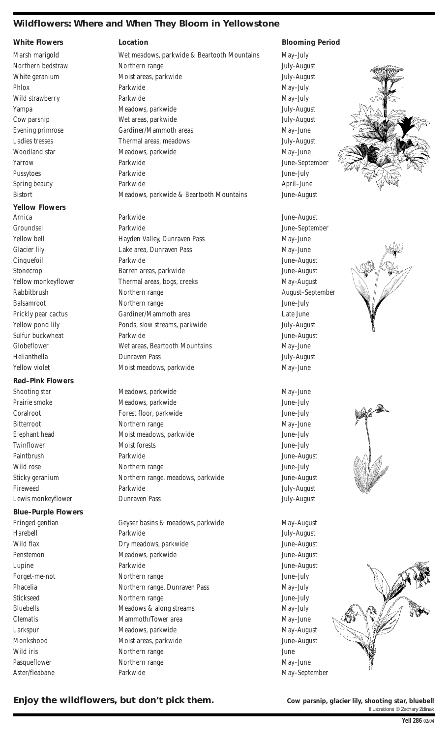## Wildflowers: Where and When They Bloom in Yellowstone

| White Flowers | Location | Blooming Period |
|---|---|---|
| Marsh marigold | Wet meadows, parkwide & Beartooth Mountains | May–July |
| Northern bedstraw | Northern range | July–August |
| White geranium | Moist areas, parkwide | July–August |
| Phlox | Parkwide | May–July |
| Wild strawberry | Parkwide | May–July |
| Yampa | Meadows, parkwide | July–August |
| Cow parsnip | Wet areas, parkwide | July–August |
| Evening primrose | Gardiner/Mammoth areas | May–June |
| Ladies tresses | Thermal areas, meadows | July–August |
| Woodland star | Meadows, parkwide | May–June |
| Yarrow | Parkwide | June–September |
| Pussytoes | Parkwide | June–July |
| Spring beauty | Parkwide | April–June |
| Bistort | Meadows, parkwide & Beartooth Mountains | June–August |
| **Yellow Flowers** | | |
| Arnica | Parkwide | June–August |
| Groundsel | Parkwide | June–September |
| Yellow bell | Hayden Valley, Dunraven Pass | May–June |
| Glacier lily | Lake area, Dunraven Pass | May–June |
| Cinquefoil | Parkwide | June–August |
| Stonecrop | Barren areas, parkwide | June–August |
| Yellow monkeyflower | Thermal areas, bogs, creeks | May–August |
| Rabbitbrush | Northern range | August–September |
| Balsamroot | Northern range | June–July |
| Prickly pear cactus | Gardiner/Mammoth area | Late June |
| Yellow pond lily | Ponds, slow streams, parkwide | July–August |
| Sulfur buckwheat | Parkwide | June–August |
| Globeflower | Wet areas, Beartooth Mountains | May–June |
| Helianthella | Dunraven Pass | July–August |
| Yellow violet | Moist meadows, parkwide | May–June |
| **Red–Pink Flowers** | | |
| Shooting star | Meadows, parkwide | May–June |
| Prairie smoke | Meadows, parkwide | June–July |
| Coralroot | Forest floor, parkwide | June–July |
| Bitterroot | Northern range | May–June |
| Elephant head | Moist meadows, parkwide | June–July |
| Twinflower | Moist forests | June–July |
| Paintbrush | Parkwide | June–August |
| Wild rose | Northern range | June–July |
| Sticky geranium | Northern range, meadows, parkwide | June–August |
| Fireweed | Parkwide | July–August |
| Lewis monkeyflower | Dunraven Pass | July–August |
| **Blue–Purple Flowers** | | |
| Fringed gentian | Geyser basins & meadows, parkwide | May–August |
| Harebell | Parkwide | July–August |
| Wild flax | Dry meadows, parkwide | June–August |
| Penstemon | Meadows, parkwide | June–August |
| Lupine | Parkwide | June–August |
| Forget-me-not | Northern range | June–July |
| Phacelia | Northern range, Dunraven Pass | May–July |
| Stickseed | Northern range | June–July |
| Bluebells | Meadows & along streams | May–July |
| Clematis | Mammoth/Tower area | May–June |
| Larkspur | Meadows, parkwide | May–August |
| Monkshood | Moist areas, parkwide | June–August |
| Wild iris | Northern range | June |
| Pasqueflower | Northern range | May–June |
| Aster/fleabane | Parkwide | May–September |

**Enjoy the wildflowers, but don't pick them.**

**Cow parsnip, glacier lily, shooting star, bluebell**
Illustrations © Zachary Zdinak

**Yell 286** 02/04